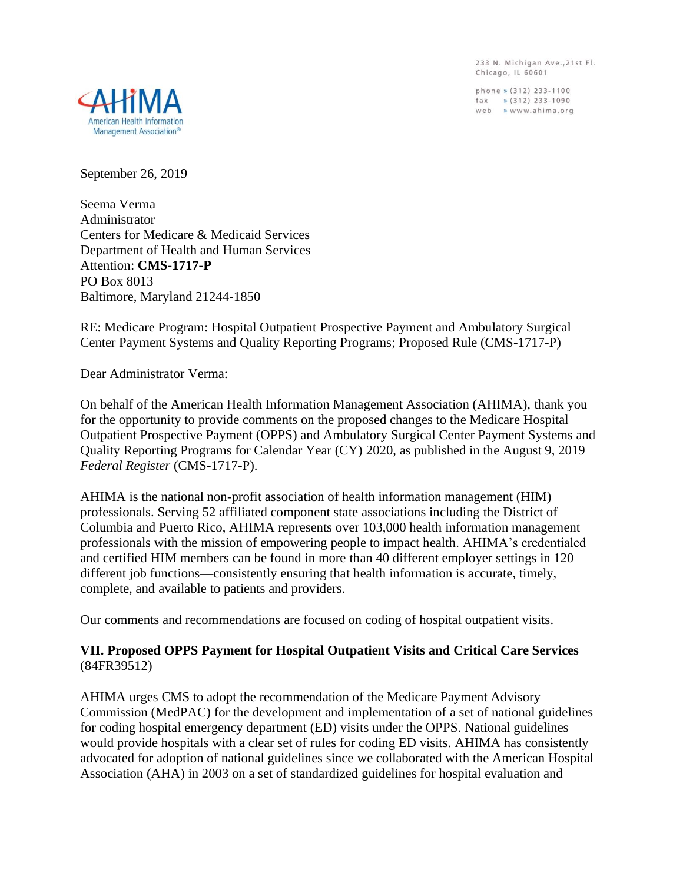AHIMA
American Health Information Management Association®

233 N. Michigan Ave., 21st Fl.
Chicago, IL 60601

phone » (312) 233-1100
fax » (312) 233-1090
web » www.ahima.org

September 26, 2019

Seema Verma
Administrator
Centers for Medicare & Medicaid Services
Department of Health and Human Services
Attention: **CMS-1717-P**
PO Box 8013
Baltimore, Maryland 21244-1850

RE: Medicare Program: Hospital Outpatient Prospective Payment and Ambulatory Surgical Center Payment Systems and Quality Reporting Programs; Proposed Rule (CMS-1717-P)

Dear Administrator Verma:

On behalf of the American Health Information Management Association (AHIMA), thank you for the opportunity to provide comments on the proposed changes to the Medicare Hospital Outpatient Prospective Payment (OPPS) and Ambulatory Surgical Center Payment Systems and Quality Reporting Programs for Calendar Year (CY) 2020, as published in the August 9, 2019 *Federal Register* (CMS-1717-P).

AHIMA is the national non-profit association of health information management (HIM) professionals. Serving 52 affiliated component state associations including the District of Columbia and Puerto Rico, AHIMA represents over 103,000 health information management professionals with the mission of empowering people to impact health. AHIMA's credentialed and certified HIM members can be found in more than 40 different employer settings in 120 different job functions—consistently ensuring that health information is accurate, timely, complete, and available to patients and providers.

Our comments and recommendations are focused on coding of hospital outpatient visits.

**VII. Proposed OPPS Payment for Hospital Outpatient Visits and Critical Care Services** (84FR39512)

AHIMA urges CMS to adopt the recommendation of the Medicare Payment Advisory Commission (MedPAC) for the development and implementation of a set of national guidelines for coding hospital emergency department (ED) visits under the OPPS. National guidelines would provide hospitals with a clear set of rules for coding ED visits. AHIMA has consistently advocated for adoption of national guidelines since we collaborated with the American Hospital Association (AHA) in 2003 on a set of standardized guidelines for hospital evaluation and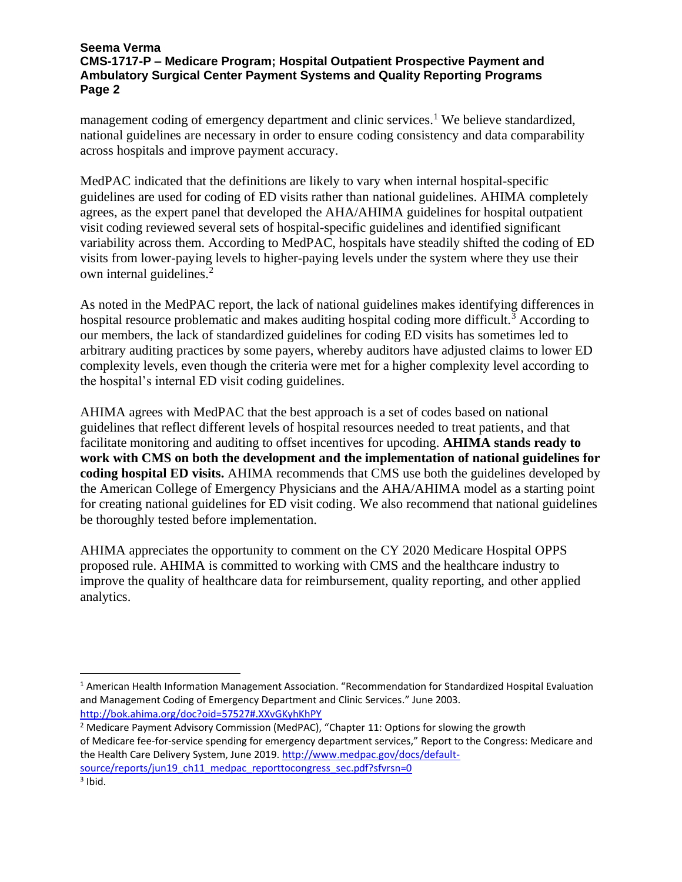management coding of emergency department and clinic services.[1] We believe standardized, national guidelines are necessary in order to ensure coding consistency and data comparability across hospitals and improve payment accuracy.

MedPAC indicated that the definitions are likely to vary when internal hospital-specific guidelines are used for coding of ED visits rather than national guidelines. AHIMA completely agrees, as the expert panel that developed the AHA/AHIMA guidelines for hospital outpatient visit coding reviewed several sets of hospital-specific guidelines and identified significant variability across them. According to MedPAC, hospitals have steadily shifted the coding of ED visits from lower-paying levels to higher-paying levels under the system where they use their own internal guidelines.[2]

As noted in the MedPAC report, the lack of national guidelines makes identifying differences in hospital resource problematic and makes auditing hospital coding more difficult.[3] According to our members, the lack of standardized guidelines for coding ED visits has sometimes led to arbitrary auditing practices by some payers, whereby auditors have adjusted claims to lower ED complexity levels, even though the criteria were met for a higher complexity level according to the hospital's internal ED visit coding guidelines.

AHIMA agrees with MedPAC that the best approach is a set of codes based on national guidelines that reflect different levels of hospital resources needed to treat patients, and that facilitate monitoring and auditing to offset incentives for upcoding. **AHIMA stands ready to work with CMS on both the development and the implementation of national guidelines for coding hospital ED visits.** AHIMA recommends that CMS use both the guidelines developed by the American College of Emergency Physicians and the AHA/AHIMA model as a starting point for creating national guidelines for ED visit coding. We also recommend that national guidelines be thoroughly tested before implementation.

AHIMA appreciates the opportunity to comment on the CY 2020 Medicare Hospital OPPS proposed rule. AHIMA is committed to working with CMS and the healthcare industry to improve the quality of healthcare data for reimbursement, quality reporting, and other applied analytics.

---

[1] American Health Information Management Association. "Recommendation for Standardized Hospital Evaluation and Management Coding of Emergency Department and Clinic Services." June 2003. http://bok.ahima.org/doc?oid=57527#.XXvGKyhKhPY

[2] Medicare Payment Advisory Commission (MedPAC), "Chapter 11: Options for slowing the growth of Medicare fee-for-service spending for emergency department services," Report to the Congress: Medicare and the Health Care Delivery System, June 2019. http://www.medpac.gov/docs/default-source/reports/jun19_ch11_medpac_reporttocongress_sec.pdf?sfvrsn=0

[3] Ibid.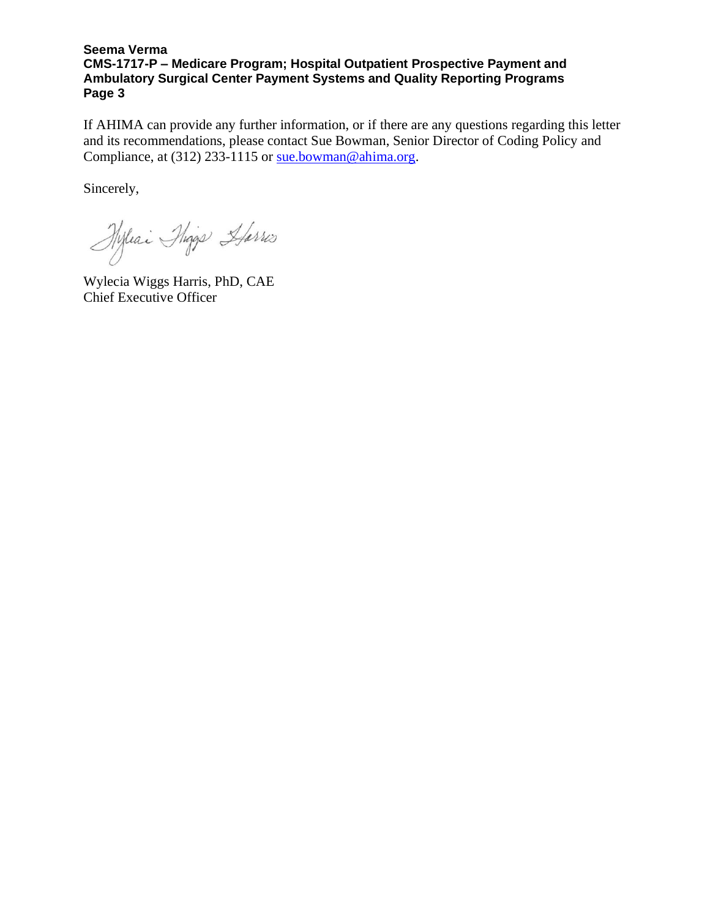If AHIMA can provide any further information, or if there are any questions regarding this letter and its recommendations, please contact Sue Bowman, Senior Director of Coding Policy and Compliance, at (312) 233-1115 or sue.bowman@ahima.org.

Sincerely,

Wylecia Wiggs Harris, PhD, CAE
Chief Executive Officer